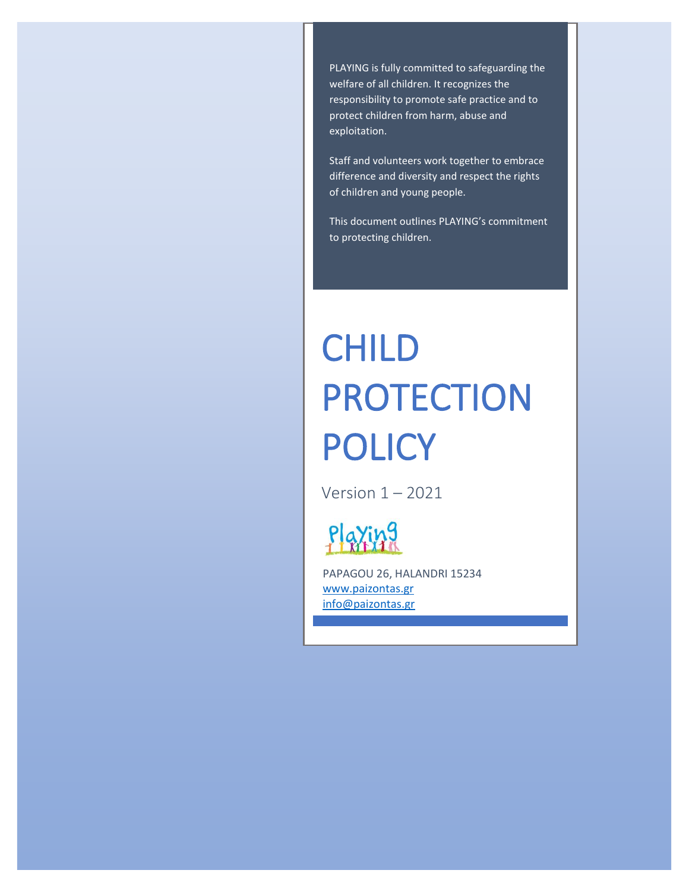PLAYING is fully committed to safeguarding the welfare of all children. It recognizes the responsibility to promote safe practice and to protect children from harm, abuse and exploitation.

Staff and volunteers work together to embrace difference and diversity and respect the rights of children and young people.

This document outlines PLAYING's commitment to protecting children.

# CHILD PROTECTION POLICY

Version 1 – 2021

Playing

PAPAGOU 26, HALANDRI 15234
www.paizontas.gr
info@paizontas.gr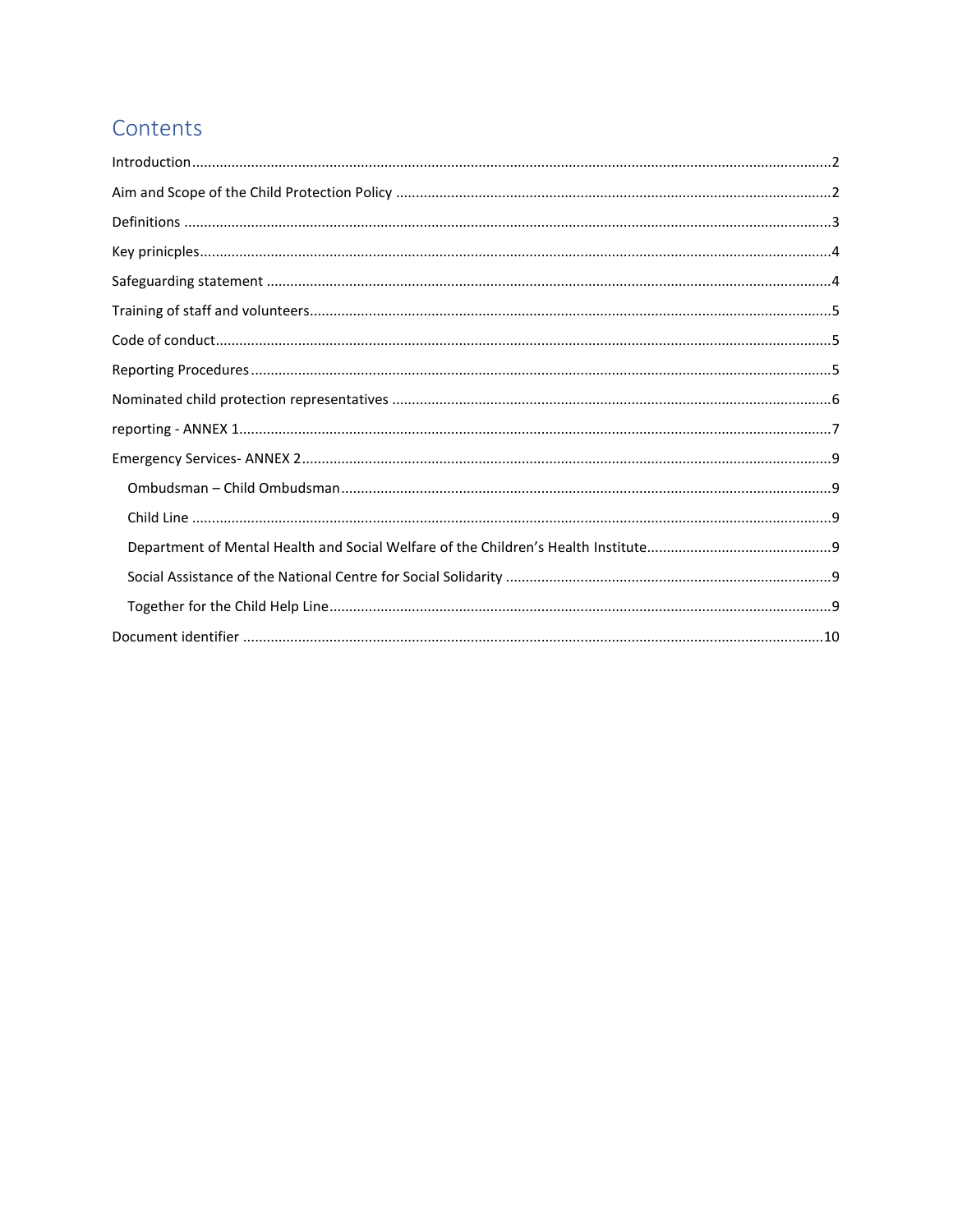# Contents

Introduction .....2

Aim and Scope of the Child Protection Policy .....2

Definitions .....3

Key prinicples .....4

Safeguarding statement .....4

Training of staff and volunteers .....5

Code of conduct .....5

Reporting Procedures .....5

Nominated child protection representatives .....6

reporting - ANNEX 1 .....7

Emergency Services- ANNEX 2 .....9

- Ombudsman – Child Ombudsman .....9
- Child Line .....9
- Department of Mental Health and Social Welfare of the Children's Health Institute .....9
- Social Assistance of the National Centre for Social Solidarity .....9
- Together for the Child Help Line .....9

Document identifier .....10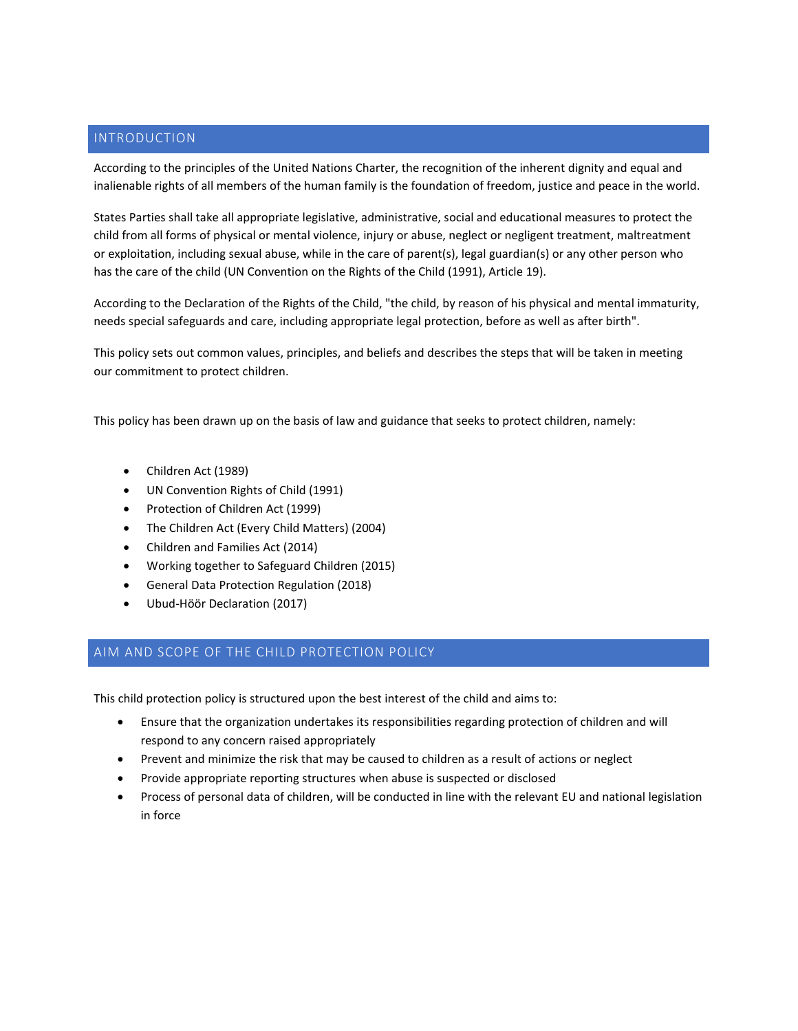## INTRODUCTION

According to the principles of the United Nations Charter, the recognition of the inherent dignity and equal and inalienable rights of all members of the human family is the foundation of freedom, justice and peace in the world.

States Parties shall take all appropriate legislative, administrative, social and educational measures to protect the child from all forms of physical or mental violence, injury or abuse, neglect or negligent treatment, maltreatment or exploitation, including sexual abuse, while in the care of parent(s), legal guardian(s) or any other person who has the care of the child (UN Convention on the Rights of the Child (1991), Article 19).

According to the Declaration of the Rights of the Child, "the child, by reason of his physical and mental immaturity, needs special safeguards and care, including appropriate legal protection, before as well as after birth".

This policy sets out common values, principles, and beliefs and describes the steps that will be taken in meeting our commitment to protect children.

This policy has been drawn up on the basis of law and guidance that seeks to protect children, namely:

- Children Act (1989)
- UN Convention Rights of Child (1991)
- Protection of Children Act (1999)
- The Children Act (Every Child Matters) (2004)
- Children and Families Act (2014)
- Working together to Safeguard Children (2015)
- General Data Protection Regulation (2018)
- Ubud-Höör Declaration (2017)

## AIM AND SCOPE OF THE CHILD PROTECTION POLICY

This child protection policy is structured upon the best interest of the child and aims to:

- Ensure that the organization undertakes its responsibilities regarding protection of children and will respond to any concern raised appropriately
- Prevent and minimize the risk that may be caused to children as a result of actions or neglect
- Provide appropriate reporting structures when abuse is suspected or disclosed
- Process of personal data of children, will be conducted in line with the relevant EU and national legislation in force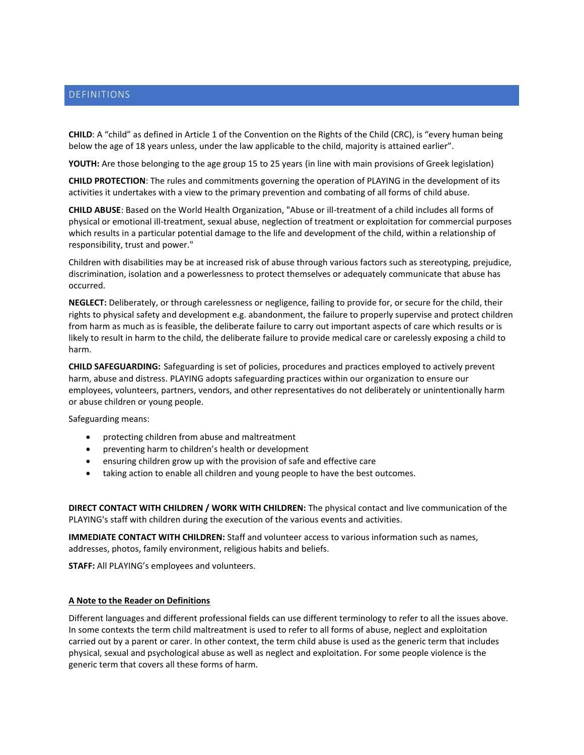## DEFINITIONS

**CHILD**: A "child" as defined in Article 1 of the Convention on the Rights of the Child (CRC), is "every human being below the age of 18 years unless, under the law applicable to the child, majority is attained earlier".

**YOUTH:** Are those belonging to the age group 15 to 25 years (in line with main provisions of Greek legislation)

**CHILD PROTECTION**: The rules and commitments governing the operation of PLAYING in the development of its activities it undertakes with a view to the primary prevention and combating of all forms of child abuse.

**CHILD ABUSE**: Based on the World Health Organization, "Abuse or ill-treatment of a child includes all forms of physical or emotional ill-treatment, sexual abuse, neglection of treatment or exploitation for commercial purposes which results in a particular potential damage to the life and development of the child, within a relationship of responsibility, trust and power."

Children with disabilities may be at increased risk of abuse through various factors such as stereotyping, prejudice, discrimination, isolation and a powerlessness to protect themselves or adequately communicate that abuse has occurred.

**NEGLECT:** Deliberately, or through carelessness or negligence, failing to provide for, or secure for the child, their rights to physical safety and development e.g. abandonment, the failure to properly supervise and protect children from harm as much as is feasible, the deliberate failure to carry out important aspects of care which results or is likely to result in harm to the child, the deliberate failure to provide medical care or carelessly exposing a child to harm.

**CHILD SAFEGUARDING:** Safeguarding is set of policies, procedures and practices employed to actively prevent harm, abuse and distress. PLAYING adopts safeguarding practices within our organization to ensure our employees, volunteers, partners, vendors, and other representatives do not deliberately or unintentionally harm or abuse children or young people.

Safeguarding means:

- protecting children from abuse and maltreatment
- preventing harm to children's health or development
- ensuring children grow up with the provision of safe and effective care
- taking action to enable all children and young people to have the best outcomes.

**DIRECT CONTACT WITH CHILDREN / WORK WITH CHILDREN:** The physical contact and live communication of the PLAYING's staff with children during the execution of the various events and activities.

**IMMEDIATE CONTACT WITH CHILDREN:** Staff and volunteer access to various information such as names, addresses, photos, family environment, religious habits and beliefs.

**STAFF:** All PLAYING's employees and volunteers.

**A Note to the Reader on Definitions**

Different languages and different professional fields can use different terminology to refer to all the issues above. In some contexts the term child maltreatment is used to refer to all forms of abuse, neglect and exploitation carried out by a parent or carer. In other context, the term child abuse is used as the generic term that includes physical, sexual and psychological abuse as well as neglect and exploitation. For some people violence is the generic term that covers all these forms of harm.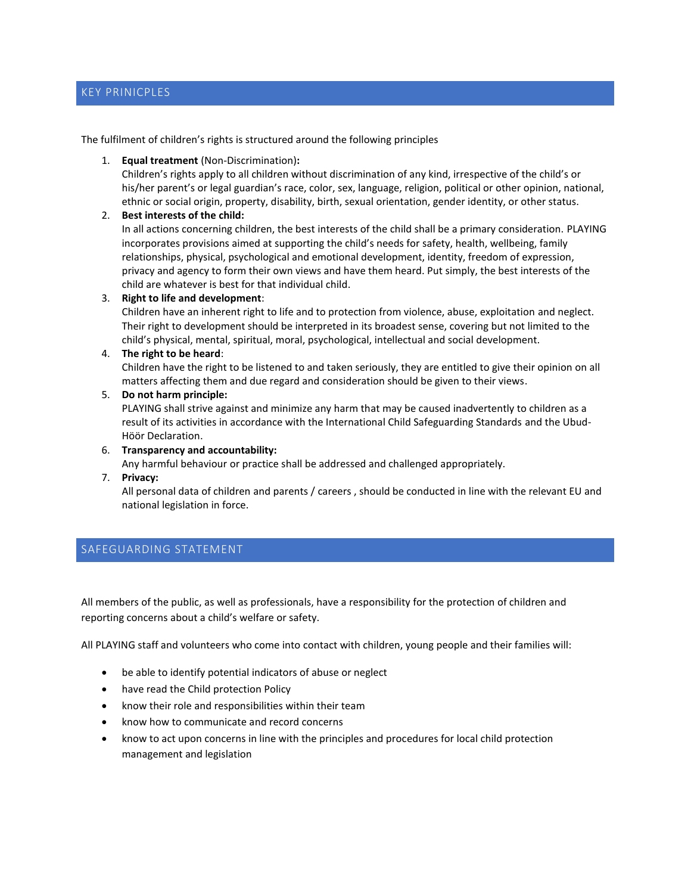## KEY PRINICPLES

The fulfilment of children's rights is structured around the following principles

1. **Equal treatment** (Non-Discrimination)**:**
   Children's rights apply to all children without discrimination of any kind, irrespective of the child's or his/her parent's or legal guardian's race, color, sex, language, religion, political or other opinion, national, ethnic or social origin, property, disability, birth, sexual orientation, gender identity, or other status.
2. **Best interests of the child:**
   In all actions concerning children, the best interests of the child shall be a primary consideration. PLAYING incorporates provisions aimed at supporting the child's needs for safety, health, wellbeing, family relationships, physical, psychological and emotional development, identity, freedom of expression, privacy and agency to form their own views and have them heard. Put simply, the best interests of the child are whatever is best for that individual child.
3. **Right to life and development**:
   Children have an inherent right to life and to protection from violence, abuse, exploitation and neglect. Their right to development should be interpreted in its broadest sense, covering but not limited to the child's physical, mental, spiritual, moral, psychological, intellectual and social development.
4. **The right to be heard**:
   Children have the right to be listened to and taken seriously, they are entitled to give their opinion on all matters affecting them and due regard and consideration should be given to their views.
5. **Do not harm principle:**
   PLAYING shall strive against and minimize any harm that may be caused inadvertently to children as a result of its activities in accordance with the International Child Safeguarding Standards and the Ubud-Höör Declaration.
6. **Transparency and accountability:**
   Any harmful behaviour or practice shall be addressed and challenged appropriately.
7. **Privacy:**
   All personal data of children and parents / careers , should be conducted in line with the relevant EU and national legislation in force.

## SAFEGUARDING STATEMENT

All members of the public, as well as professionals, have a responsibility for the protection of children and reporting concerns about a child's welfare or safety.

All PLAYING staff and volunteers who come into contact with children, young people and their families will:

- be able to identify potential indicators of abuse or neglect
- have read the Child protection Policy
- know their role and responsibilities within their team
- know how to communicate and record concerns
- know to act upon concerns in line with the principles and procedures for local child protection management and legislation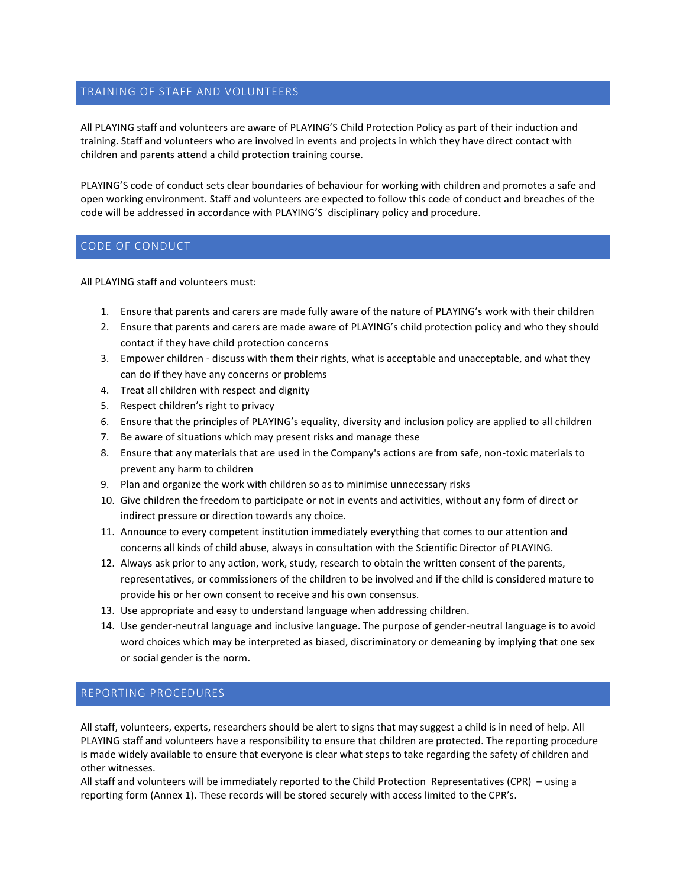## TRAINING OF STAFF AND VOLUNTEERS

All PLAYING staff and volunteers are aware of PLAYING'S Child Protection Policy as part of their induction and training. Staff and volunteers who are involved in events and projects in which they have direct contact with children and parents attend a child protection training course.

PLAYING'S code of conduct sets clear boundaries of behaviour for working with children and promotes a safe and open working environment. Staff and volunteers are expected to follow this code of conduct and breaches of the code will be addressed in accordance with PLAYING'S disciplinary policy and procedure.

## CODE OF CONDUCT

All PLAYING staff and volunteers must:

1. Ensure that parents and carers are made fully aware of the nature of PLAYING's work with their children
2. Ensure that parents and carers are made aware of PLAYING's child protection policy and who they should contact if they have child protection concerns
3. Empower children - discuss with them their rights, what is acceptable and unacceptable, and what they can do if they have any concerns or problems
4. Treat all children with respect and dignity
5. Respect children's right to privacy
6. Ensure that the principles of PLAYING's equality, diversity and inclusion policy are applied to all children
7. Be aware of situations which may present risks and manage these
8. Ensure that any materials that are used in the Company's actions are from safe, non-toxic materials to prevent any harm to children
9. Plan and organize the work with children so as to minimise unnecessary risks
10. Give children the freedom to participate or not in events and activities, without any form of direct or indirect pressure or direction towards any choice.
11. Announce to every competent institution immediately everything that comes to our attention and concerns all kinds of child abuse, always in consultation with the Scientific Director of PLAYING.
12. Always ask prior to any action, work, study, research to obtain the written consent of the parents, representatives, or commissioners of the children to be involved and if the child is considered mature to provide his or her own consent to receive and his own consensus.
13. Use appropriate and easy to understand language when addressing children.
14. Use gender-neutral language and inclusive language. The purpose of gender-neutral language is to avoid word choices which may be interpreted as biased, discriminatory or demeaning by implying that one sex or social gender is the norm.

## REPORTING PROCEDURES

All staff, volunteers, experts, researchers should be alert to signs that may suggest a child is in need of help. All PLAYING staff and volunteers have a responsibility to ensure that children are protected. The reporting procedure is made widely available to ensure that everyone is clear what steps to take regarding the safety of children and other witnesses.
All staff and volunteers will be immediately reported to the Child Protection Representatives (CPR) – using a reporting form (Annex 1). These records will be stored securely with access limited to the CPR's.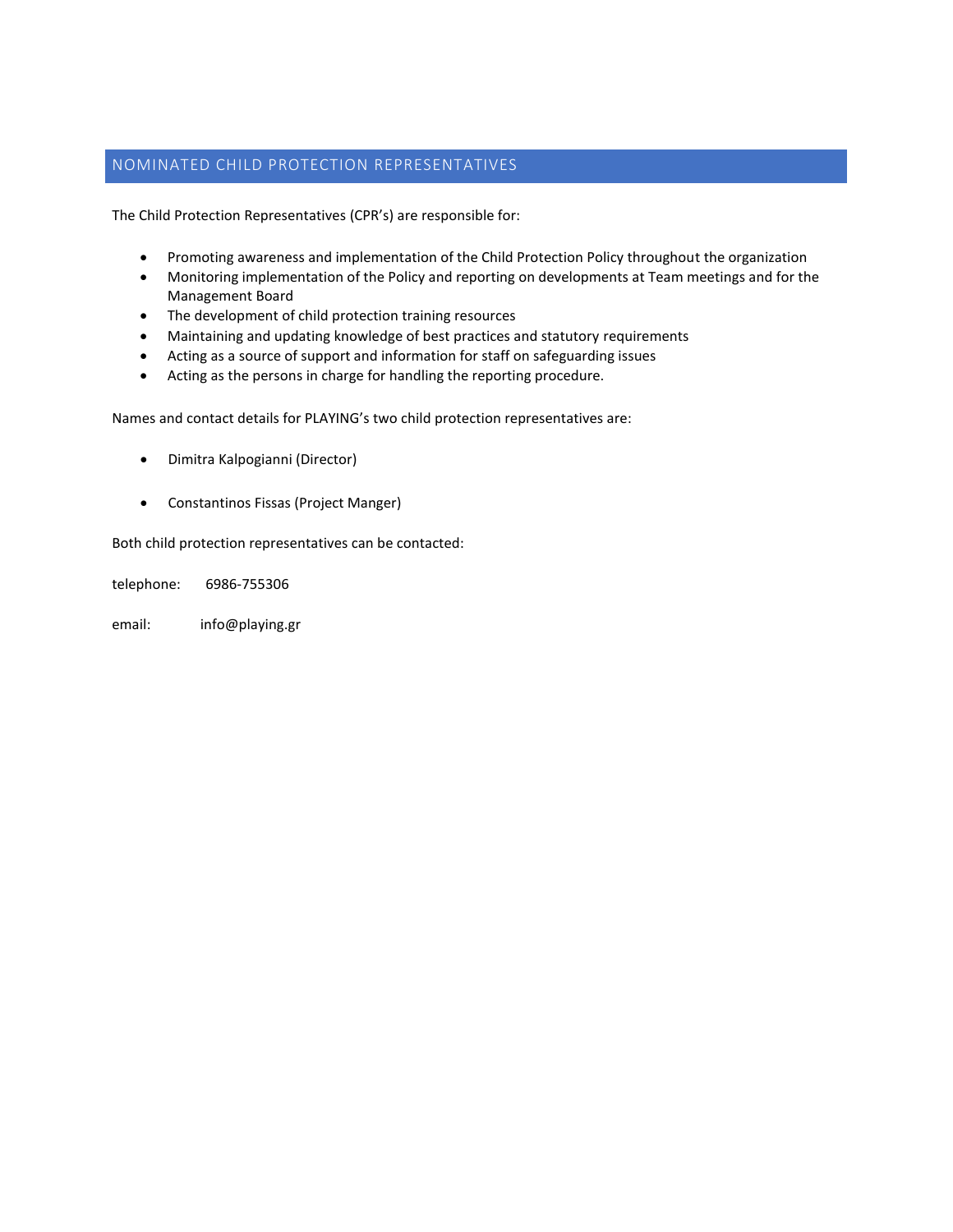## NOMINATED CHILD PROTECTION REPRESENTATIVES

The Child Protection Representatives (CPR's) are responsible for:

- Promoting awareness and implementation of the Child Protection Policy throughout the organization
- Monitoring implementation of the Policy and reporting on developments at Team meetings and for the Management Board
- The development of child protection training resources
- Maintaining and updating knowledge of best practices and statutory requirements
- Acting as a source of support and information for staff on safeguarding issues
- Acting as the persons in charge for handling the reporting procedure.

Names and contact details for PLAYING's two child protection representatives are:

- Dimitra Kalpogianni (Director)
- Constantinos Fissas (Project Manger)

Both child protection representatives can be contacted:

telephone: 6986-755306

email: info@playing.gr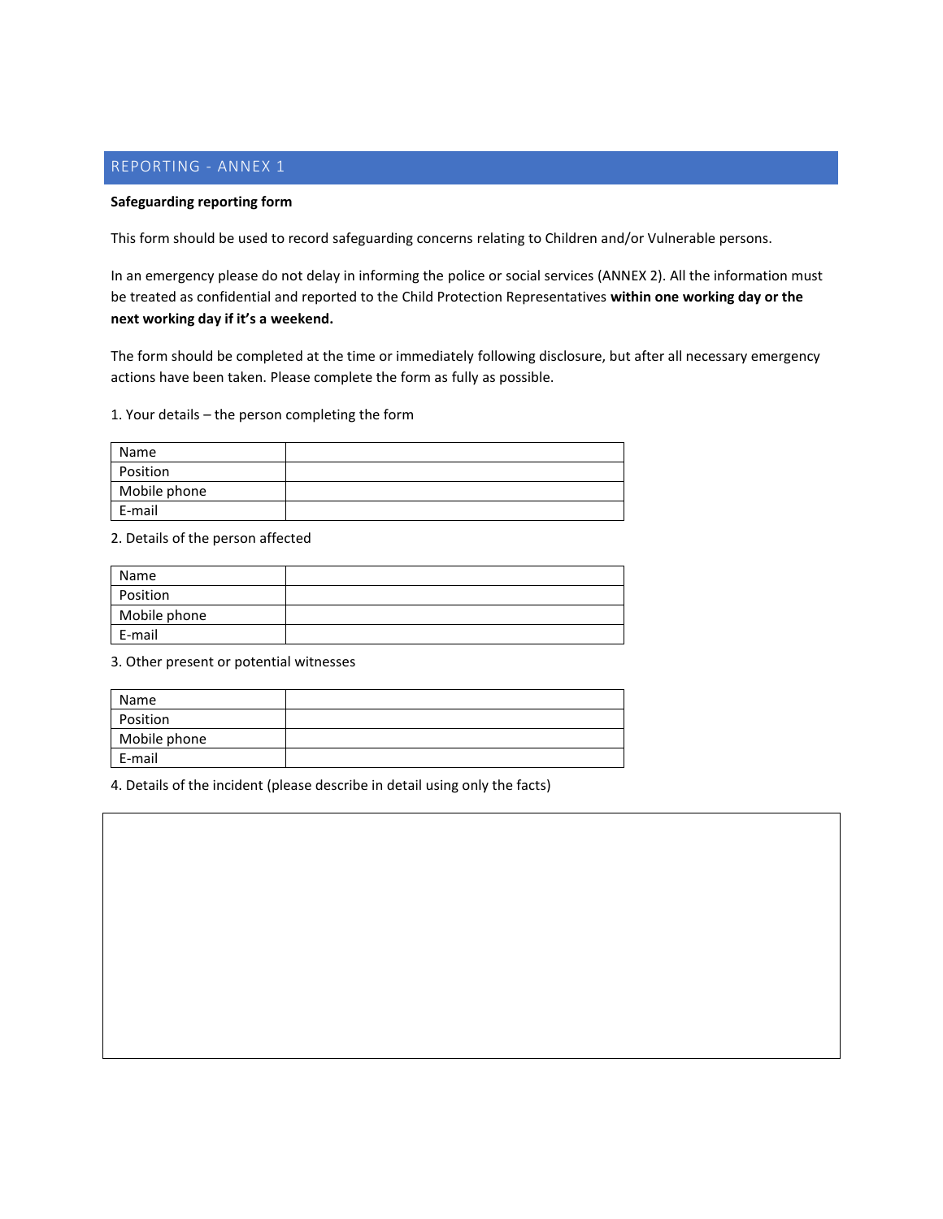## REPORTING - ANNEX 1

**Safeguarding reporting form**

This form should be used to record safeguarding concerns relating to Children and/or Vulnerable persons.

In an emergency please do not delay in informing the police or social services (ANNEX 2). All the information must be treated as confidential and reported to the Child Protection Representatives **within one working day or the next working day if it's a weekend.**

The form should be completed at the time or immediately following disclosure, but after all necessary emergency actions have been taken. Please complete the form as fully as possible.

1. Your details – the person completing the form

| | |
|---|---|
| Name | |
| Position | |
| Mobile phone | |
| E-mail | |

2. Details of the person affected

| | |
|---|---|
| Name | |
| Position | |
| Mobile phone | |
| E-mail | |

3. Other present or potential witnesses

| | |
|---|---|
| Name | |
| Position | |
| Mobile phone | |
| E-mail | |

4. Details of the incident (please describe in detail using only the facts)

| |
|---|
| |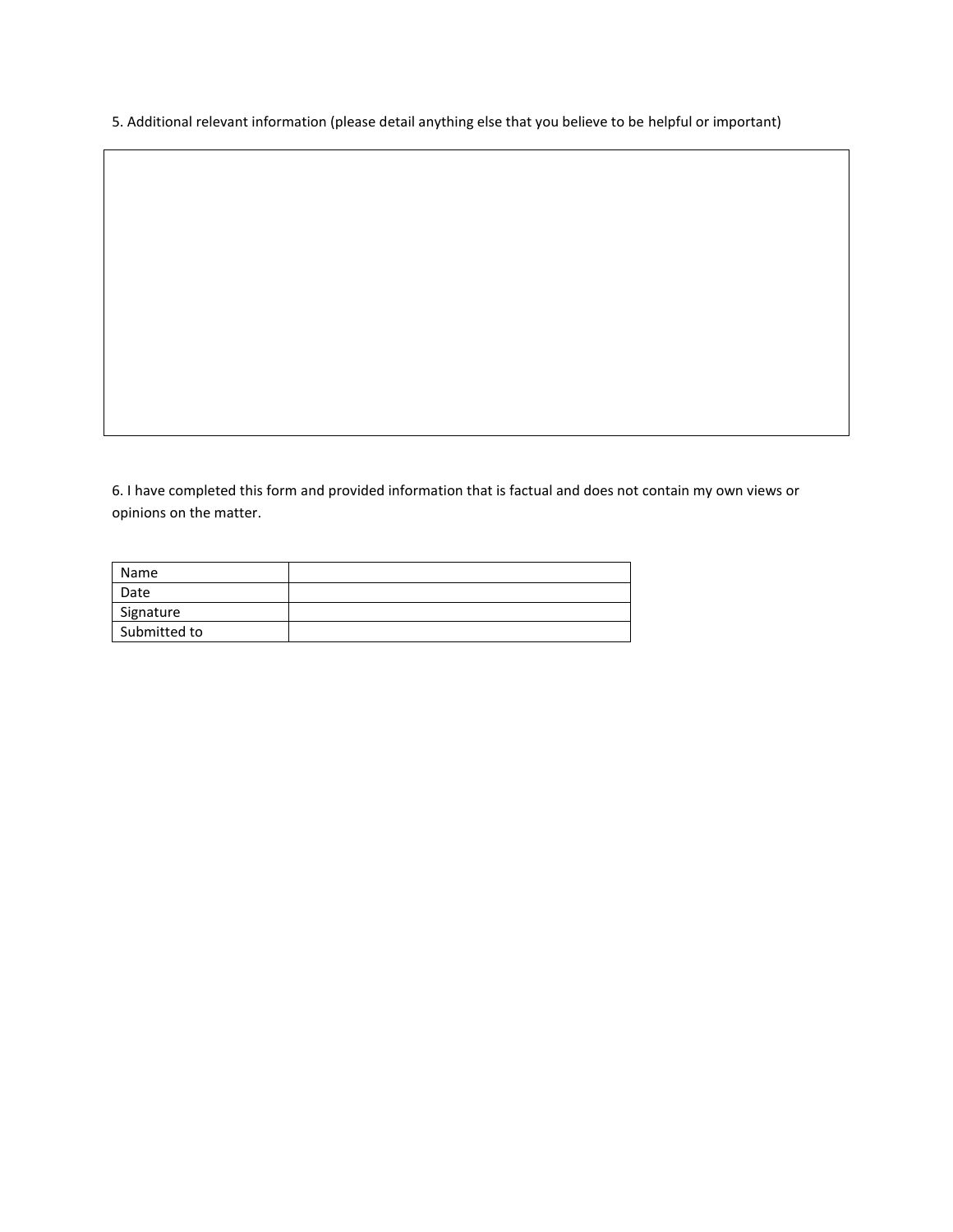5. Additional relevant information (please detail anything else that you believe to be helpful or important)

| |
|---|
| |

6. I have completed this form and provided information that is factual and does not contain my own views or opinions on the matter.

| | |
|---|---|
| Name | |
| Date | |
| Signature | |
| Submitted to | |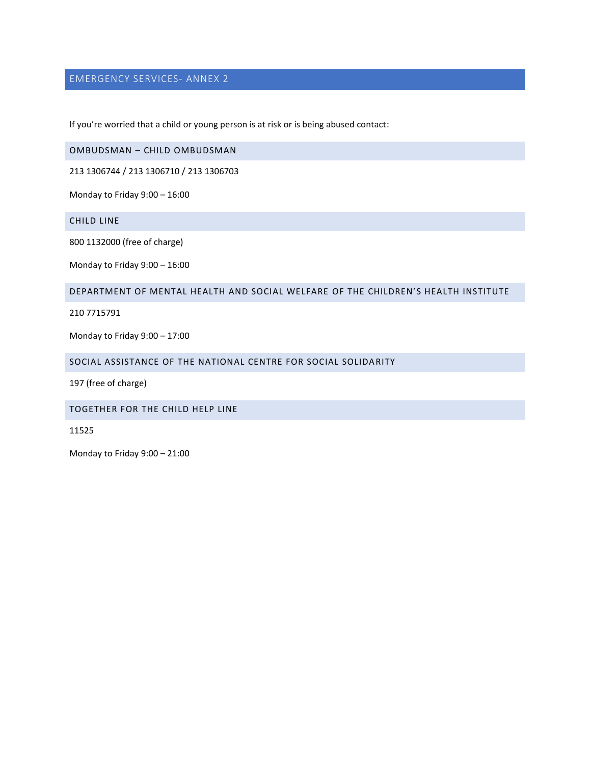## EMERGENCY SERVICES- ANNEX 2

If you're worried that a child or young person is at risk or is being abused contact:

### OMBUDSMAN – CHILD OMBUDSMAN

213 1306744 / 213 1306710 / 213 1306703

Monday to Friday 9:00 – 16:00

### CHILD LINE

800 1132000 (free of charge)

Monday to Friday 9:00 – 16:00

### DEPARTMENT OF MENTAL HEALTH AND SOCIAL WELFARE OF THE CHILDREN'S HEALTH INSTITUTE

210 7715791

Monday to Friday 9:00 – 17:00

### SOCIAL ASSISTANCE OF THE NATIONAL CENTRE FOR SOCIAL SOLIDARITY

197 (free of charge)

### TOGETHER FOR THE CHILD HELP LINE

11525

Monday to Friday 9:00 – 21:00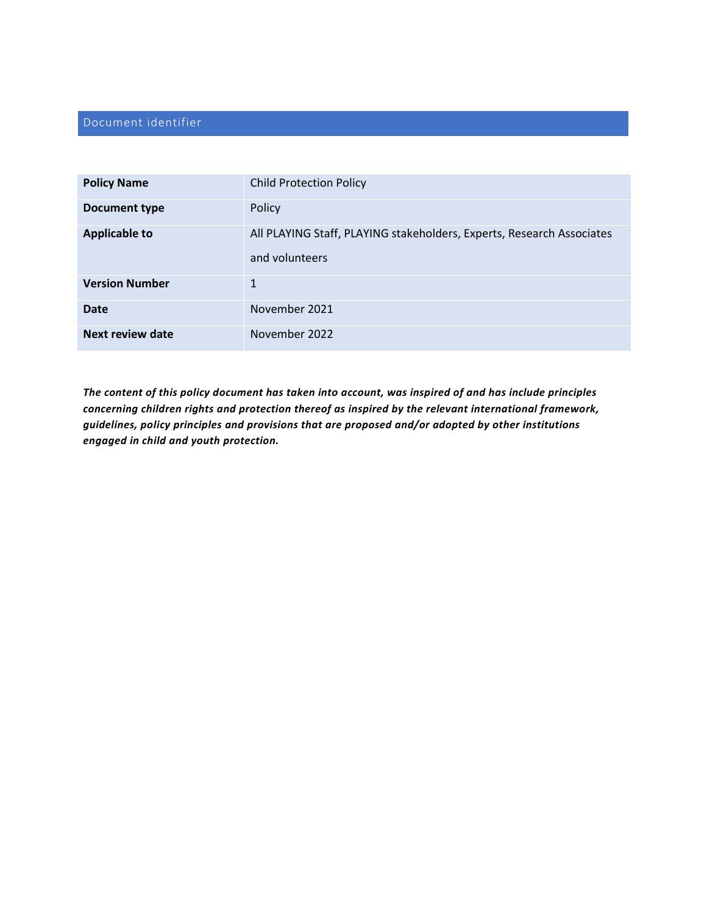## Document identifier

| | |
|---|---|
| **Policy Name** | Child Protection Policy |
| **Document type** | Policy |
| **Applicable to** | All PLAYING Staff, PLAYING stakeholders, Experts, Research Associates and volunteers |
| **Version Number** | 1 |
| **Date** | November 2021 |
| **Next review date** | November 2022 |

***The content of this policy document has taken into account, was inspired of and has include principles concerning children rights and protection thereof as inspired by the relevant international framework, guidelines, policy principles and provisions that are proposed and/or adopted by other institutions engaged in child and youth protection.***